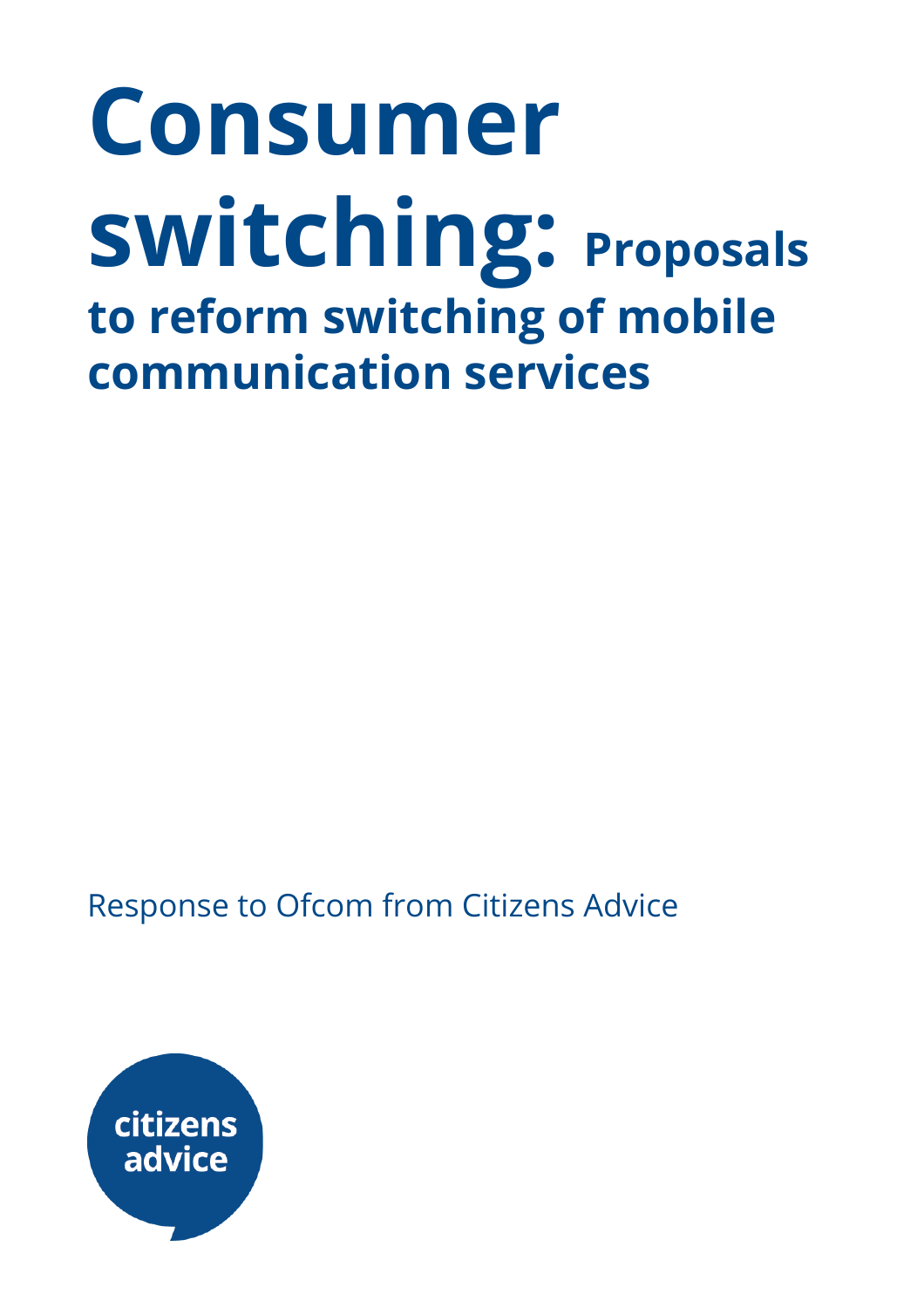# Consumer switching: Proposals to reform switching of mobile communication services

Response to Ofcom from Citizens Advice

citizens advice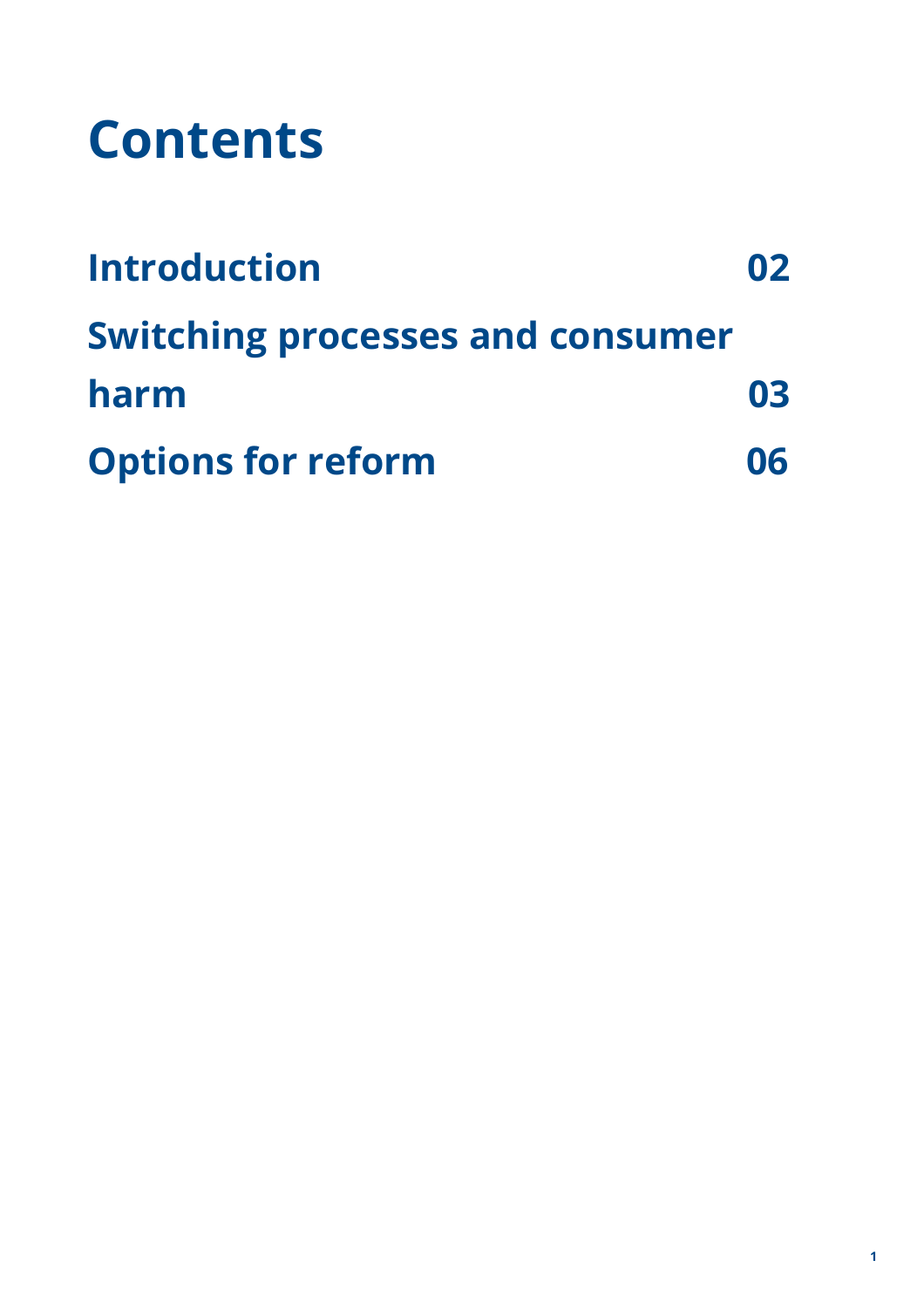# Contents

| | |
|---|---|
| **Introduction** | **02** |
| **Switching processes and consumer harm** | **03** |
| **Options for reform** | **06** |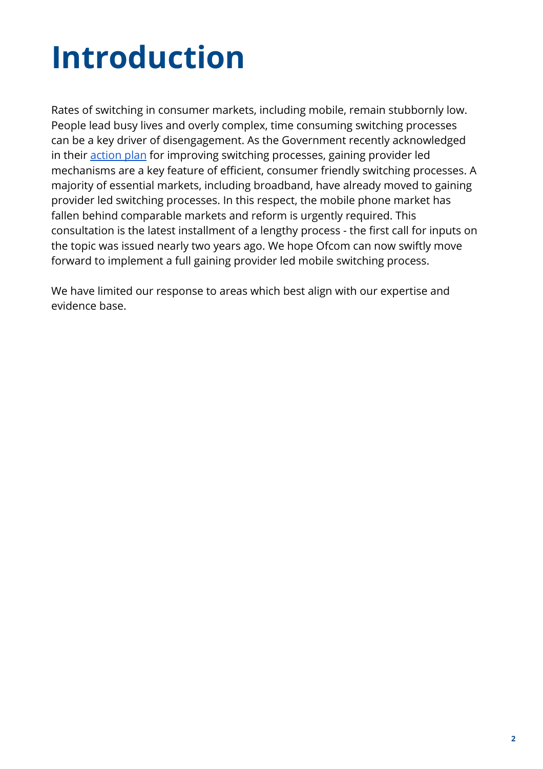# Introduction

Rates of switching in consumer markets, including mobile, remain stubbornly low. People lead busy lives and overly complex, time consuming switching processes can be a key driver of disengagement. As the Government recently acknowledged in their action plan for improving switching processes, gaining provider led mechanisms are a key feature of efficient, consumer friendly switching processes. A majority of essential markets, including broadband, have already moved to gaining provider led switching processes. In this respect, the mobile phone market has fallen behind comparable markets and reform is urgently required. This consultation is the latest installment of a lengthy process - the first call for inputs on the topic was issued nearly two years ago. We hope Ofcom can now swiftly move forward to implement a full gaining provider led mobile switching process.

We have limited our response to areas which best align with our expertise and evidence base.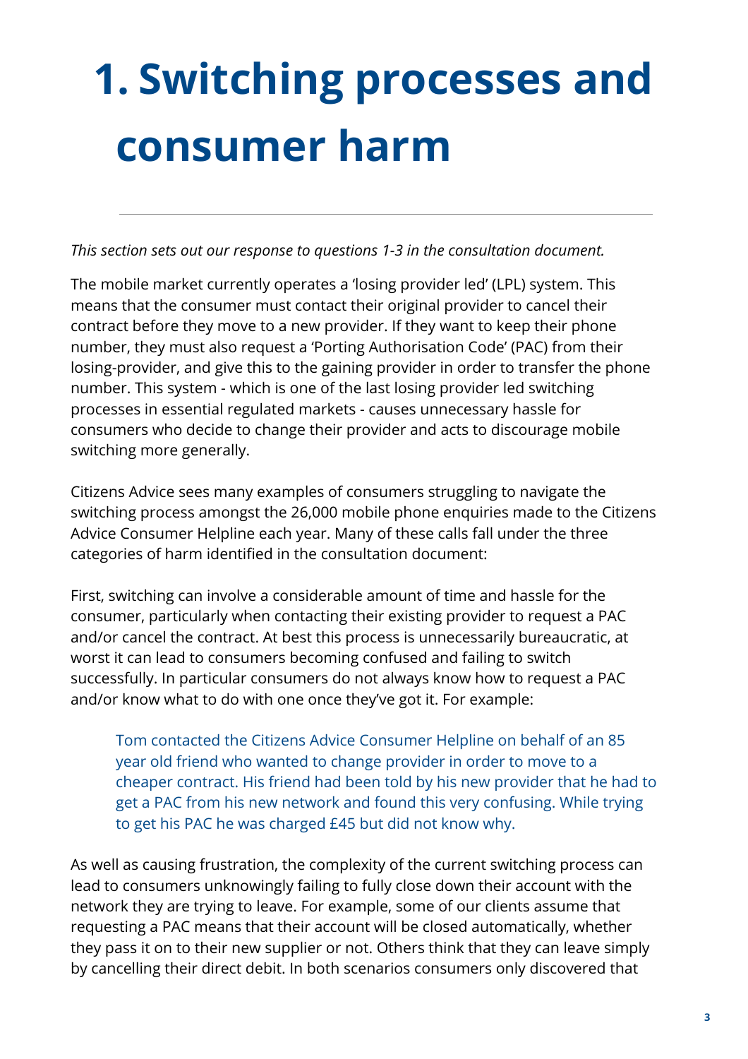# 1. Switching processes and consumer harm

*This section sets out our response to questions 1-3 in the consultation document.*

The mobile market currently operates a 'losing provider led' (LPL) system. This means that the consumer must contact their original provider to cancel their contract before they move to a new provider. If they want to keep their phone number, they must also request a 'Porting Authorisation Code' (PAC) from their losing-provider, and give this to the gaining provider in order to transfer the phone number. This system - which is one of the last losing provider led switching processes in essential regulated markets - causes unnecessary hassle for consumers who decide to change their provider and acts to discourage mobile switching more generally.

Citizens Advice sees many examples of consumers struggling to navigate the switching process amongst the 26,000 mobile phone enquiries made to the Citizens Advice Consumer Helpline each year. Many of these calls fall under the three categories of harm identified in the consultation document:

First, switching can involve a considerable amount of time and hassle for the consumer, particularly when contacting their existing provider to request a PAC and/or cancel the contract. At best this process is unnecessarily bureaucratic, at worst it can lead to consumers becoming confused and failing to switch successfully. In particular consumers do not always know how to request a PAC and/or know what to do with one once they've got it. For example:

> Tom contacted the Citizens Advice Consumer Helpline on behalf of an 85 year old friend who wanted to change provider in order to move to a cheaper contract. His friend had been told by his new provider that he had to get a PAC from his new network and found this very confusing. While trying to get his PAC he was charged £45 but did not know why.

As well as causing frustration, the complexity of the current switching process can lead to consumers unknowingly failing to fully close down their account with the network they are trying to leave. For example, some of our clients assume that requesting a PAC means that their account will be closed automatically, whether they pass it on to their new supplier or not. Others think that they can leave simply by cancelling their direct debit. In both scenarios consumers only discovered that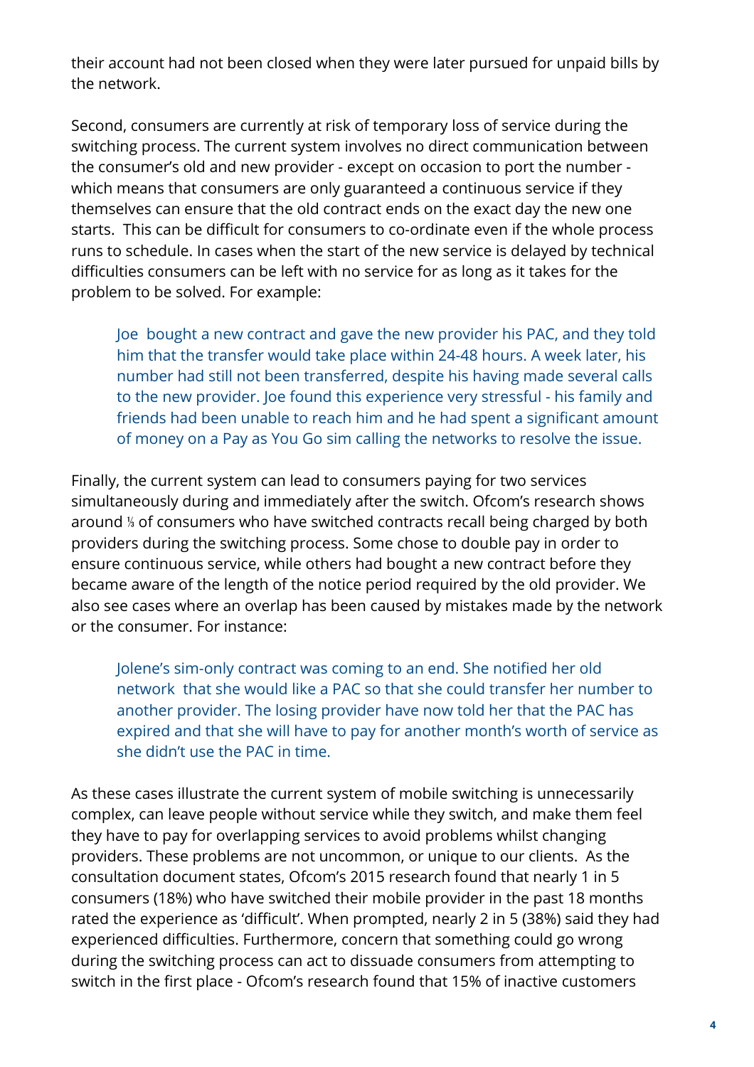their account had not been closed when they were later pursued for unpaid bills by the network.

Second, consumers are currently at risk of temporary loss of service during the switching process. The current system involves no direct communication between the consumer's old and new provider - except on occasion to port the number - which means that consumers are only guaranteed a continuous service if they themselves can ensure that the old contract ends on the exact day the new one starts.  This can be difficult for consumers to co-ordinate even if the whole process runs to schedule. In cases when the start of the new service is delayed by technical difficulties consumers can be left with no service for as long as it takes for the problem to be solved. For example:

> Joe  bought a new contract and gave the new provider his PAC, and they told him that the transfer would take place within 24-48 hours. A week later, his number had still not been transferred, despite his having made several calls to the new provider. Joe found this experience very stressful - his family and friends had been unable to reach him and he had spent a significant amount of money on a Pay as You Go sim calling the networks to resolve the issue.

Finally, the current system can lead to consumers paying for two services simultaneously during and immediately after the switch. Ofcom's research shows around ⅓ of consumers who have switched contracts recall being charged by both providers during the switching process. Some chose to double pay in order to ensure continuous service, while others had bought a new contract before they became aware of the length of the notice period required by the old provider. We also see cases where an overlap has been caused by mistakes made by the network or the consumer. For instance:

> Jolene's sim-only contract was coming to an end. She notified her old network  that she would like a PAC so that she could transfer her number to another provider. The losing provider have now told her that the PAC has expired and that she will have to pay for another month's worth of service as she didn't use the PAC in time.

As these cases illustrate the current system of mobile switching is unnecessarily complex, can leave people without service while they switch, and make them feel they have to pay for overlapping services to avoid problems whilst changing providers. These problems are not uncommon, or unique to our clients.  As the consultation document states, Ofcom's 2015 research found that nearly 1 in 5 consumers (18%) who have switched their mobile provider in the past 18 months rated the experience as 'difficult'. When prompted, nearly 2 in 5 (38%) said they had experienced difficulties. Furthermore, concern that something could go wrong during the switching process can act to dissuade consumers from attempting to switch in the first place - Ofcom's research found that 15% of inactive customers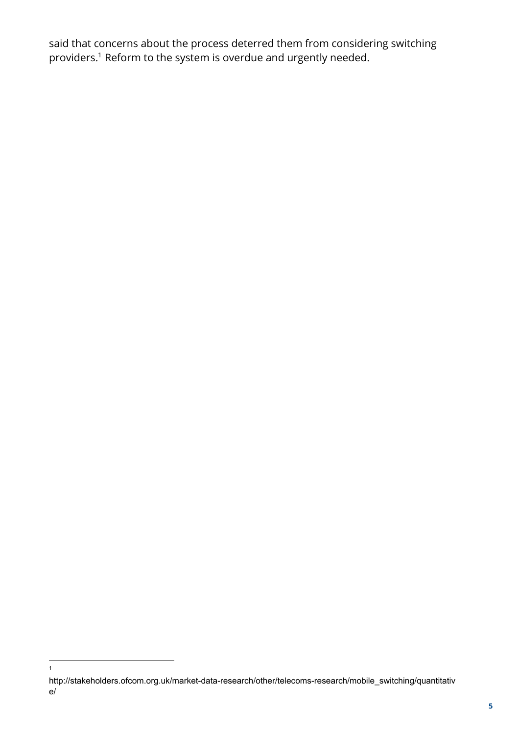said that concerns about the process deterred them from considering switching providers.[1] Reform to the system is overdue and urgently needed.

---

[1] http://stakeholders.ofcom.org.uk/market-data-research/other/telecoms-research/mobile_switching/quantitative/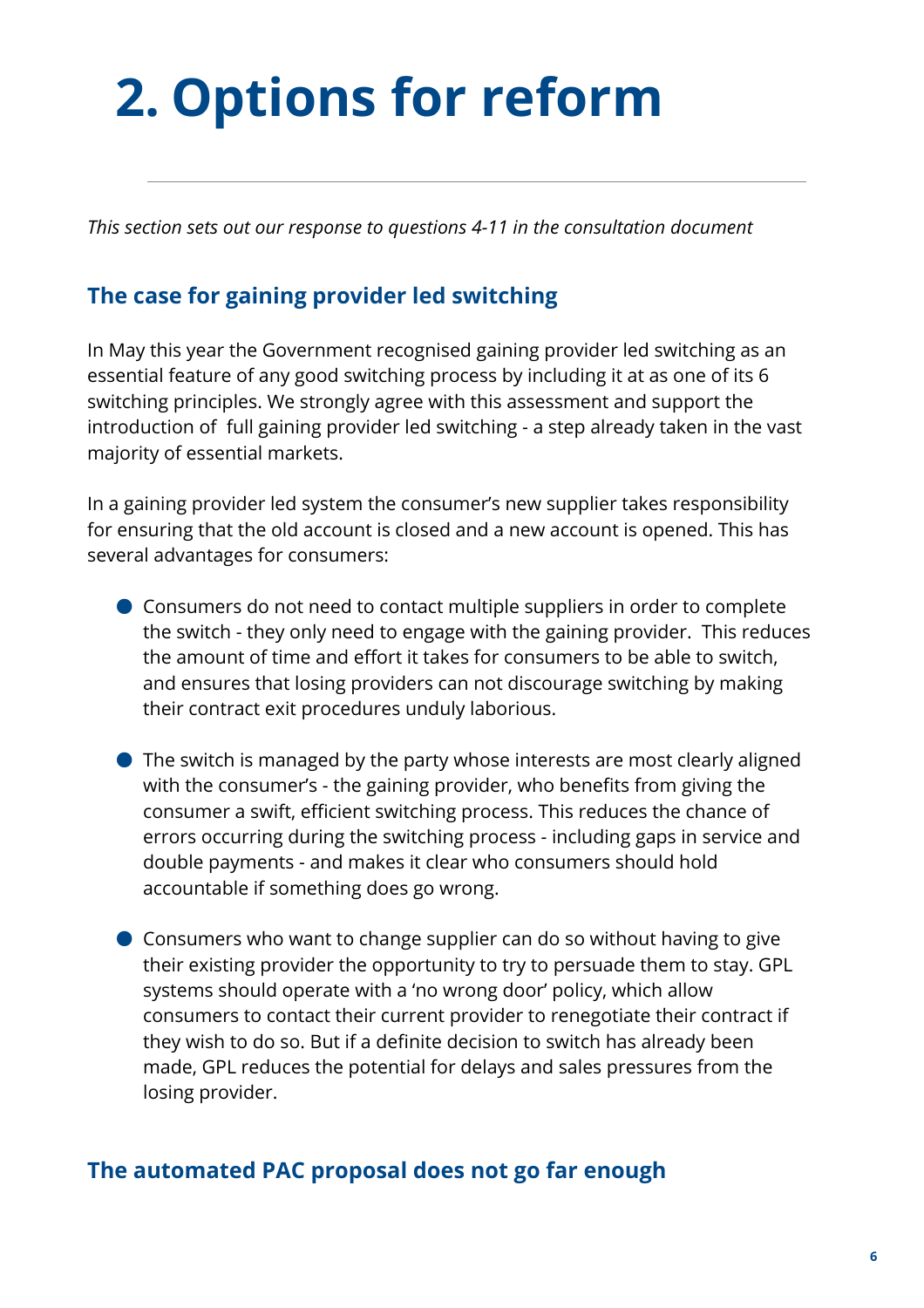# 2. Options for reform

*This section sets out our response to questions 4-11 in the consultation document*

## The case for gaining provider led switching

In May this year the Government recognised gaining provider led switching as an essential feature of any good switching process by including it at as one of its 6 switching principles. We strongly agree with this assessment and support the introduction of full gaining provider led switching - a step already taken in the vast majority of essential markets.

In a gaining provider led system the consumer's new supplier takes responsibility for ensuring that the old account is closed and a new account is opened. This has several advantages for consumers:

- Consumers do not need to contact multiple suppliers in order to complete the switch - they only need to engage with the gaining provider. This reduces the amount of time and effort it takes for consumers to be able to switch, and ensures that losing providers can not discourage switching by making their contract exit procedures unduly laborious.
- The switch is managed by the party whose interests are most clearly aligned with the consumer's - the gaining provider, who benefits from giving the consumer a swift, efficient switching process. This reduces the chance of errors occurring during the switching process - including gaps in service and double payments - and makes it clear who consumers should hold accountable if something does go wrong.
- Consumers who want to change supplier can do so without having to give their existing provider the opportunity to try to persuade them to stay. GPL systems should operate with a 'no wrong door' policy, which allow consumers to contact their current provider to renegotiate their contract if they wish to do so. But if a definite decision to switch has already been made, GPL reduces the potential for delays and sales pressures from the losing provider.

## The automated PAC proposal does not go far enough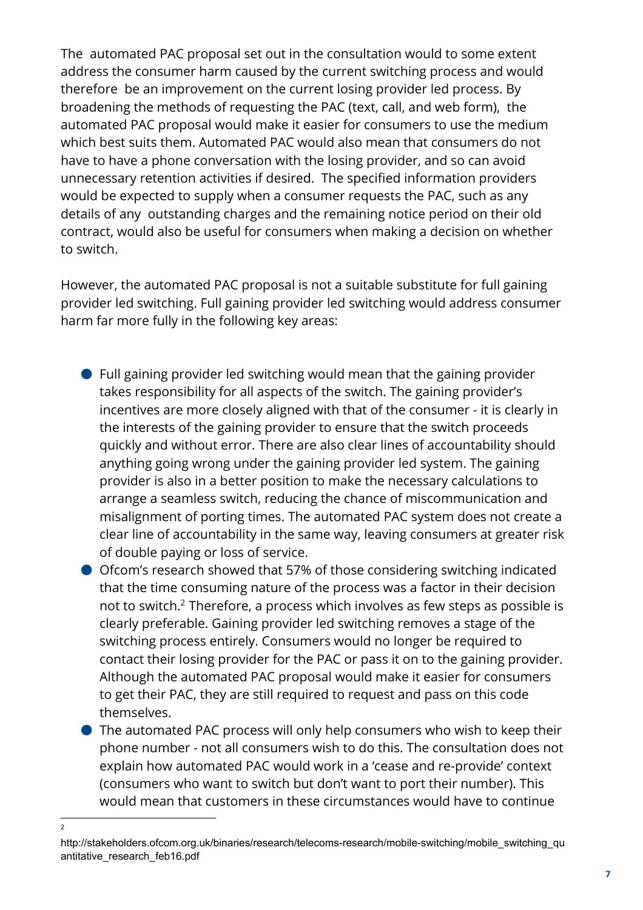The automated PAC proposal set out in the consultation would to some extent address the consumer harm caused by the current switching process and would therefore be an improvement on the current losing provider led process. By broadening the methods of requesting the PAC (text, call, and web form), the automated PAC proposal would make it easier for consumers to use the medium which best suits them. Automated PAC would also mean that consumers do not have to have a phone conversation with the losing provider, and so can avoid unnecessary retention activities if desired. The specified information providers would be expected to supply when a consumer requests the PAC, such as any details of any outstanding charges and the remaining notice period on their old contract, would also be useful for consumers when making a decision on whether to switch.

However, the automated PAC proposal is not a suitable substitute for full gaining provider led switching. Full gaining provider led switching would address consumer harm far more fully in the following key areas:

- Full gaining provider led switching would mean that the gaining provider takes responsibility for all aspects of the switch. The gaining provider's incentives are more closely aligned with that of the consumer - it is clearly in the interests of the gaining provider to ensure that the switch proceeds quickly and without error. There are also clear lines of accountability should anything going wrong under the gaining provider led system. The gaining provider is also in a better position to make the necessary calculations to arrange a seamless switch, reducing the chance of miscommunication and misalignment of porting times. The automated PAC system does not create a clear line of accountability in the same way, leaving consumers at greater risk of double paying or loss of service.
- Ofcom's research showed that 57% of those considering switching indicated that the time consuming nature of the process was a factor in their decision not to switch.[2] Therefore, a process which involves as few steps as possible is clearly preferable. Gaining provider led switching removes a stage of the switching process entirely. Consumers would no longer be required to contact their losing provider for the PAC or pass it on to the gaining provider. Although the automated PAC proposal would make it easier for consumers to get their PAC, they are still required to request and pass on this code themselves.
- The automated PAC process will only help consumers who wish to keep their phone number - not all consumers wish to do this. The consultation does not explain how automated PAC would work in a 'cease and re-provide' context (consumers who want to switch but don't want to port their number). This would mean that customers in these circumstances would have to continue

[2] http://stakeholders.ofcom.org.uk/binaries/research/telecoms-research/mobile-switching/mobile_switching_quantitative_research_feb16.pdf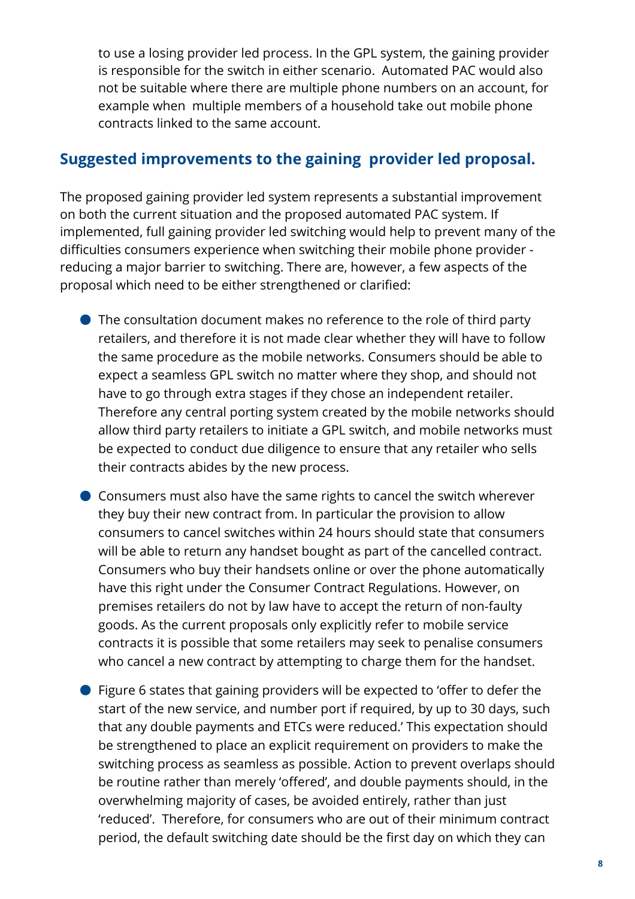to use a losing provider led process. In the GPL system, the gaining provider is responsible for the switch in either scenario. Automated PAC would also not be suitable where there are multiple phone numbers on an account, for example when multiple members of a household take out mobile phone contracts linked to the same account.

## Suggested improvements to the gaining provider led proposal.

The proposed gaining provider led system represents a substantial improvement on both the current situation and the proposed automated PAC system. If implemented, full gaining provider led switching would help to prevent many of the difficulties consumers experience when switching their mobile phone provider - reducing a major barrier to switching. There are, however, a few aspects of the proposal which need to be either strengthened or clarified:

- The consultation document makes no reference to the role of third party retailers, and therefore it is not made clear whether they will have to follow the same procedure as the mobile networks. Consumers should be able to expect a seamless GPL switch no matter where they shop, and should not have to go through extra stages if they chose an independent retailer. Therefore any central porting system created by the mobile networks should allow third party retailers to initiate a GPL switch, and mobile networks must be expected to conduct due diligence to ensure that any retailer who sells their contracts abides by the new process.
- Consumers must also have the same rights to cancel the switch wherever they buy their new contract from. In particular the provision to allow consumers to cancel switches within 24 hours should state that consumers will be able to return any handset bought as part of the cancelled contract. Consumers who buy their handsets online or over the phone automatically have this right under the Consumer Contract Regulations. However, on premises retailers do not by law have to accept the return of non-faulty goods. As the current proposals only explicitly refer to mobile service contracts it is possible that some retailers may seek to penalise consumers who cancel a new contract by attempting to charge them for the handset.
- Figure 6 states that gaining providers will be expected to 'offer to defer the start of the new service, and number port if required, by up to 30 days, such that any double payments and ETCs were reduced.' This expectation should be strengthened to place an explicit requirement on providers to make the switching process as seamless as possible. Action to prevent overlaps should be routine rather than merely 'offered', and double payments should, in the overwhelming majority of cases, be avoided entirely, rather than just 'reduced'. Therefore, for consumers who are out of their minimum contract period, the default switching date should be the first day on which they can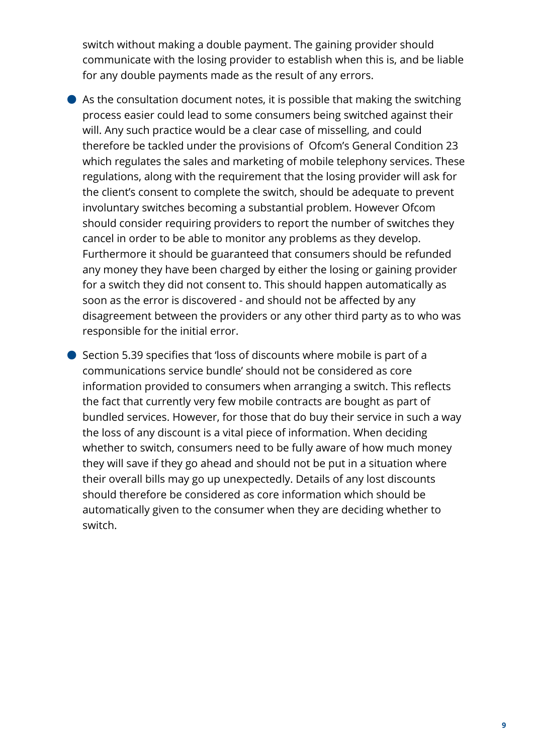switch without making a double payment. The gaining provider should communicate with the losing provider to establish when this is, and be liable for any double payments made as the result of any errors.

- As the consultation document notes, it is possible that making the switching process easier could lead to some consumers being switched against their will. Any such practice would be a clear case of misselling, and could therefore be tackled under the provisions of Ofcom's General Condition 23 which regulates the sales and marketing of mobile telephony services. These regulations, along with the requirement that the losing provider will ask for the client's consent to complete the switch, should be adequate to prevent involuntary switches becoming a substantial problem. However Ofcom should consider requiring providers to report the number of switches they cancel in order to be able to monitor any problems as they develop. Furthermore it should be guaranteed that consumers should be refunded any money they have been charged by either the losing or gaining provider for a switch they did not consent to. This should happen automatically as soon as the error is discovered - and should not be affected by any disagreement between the providers or any other third party as to who was responsible for the initial error.

- Section 5.39 specifies that 'loss of discounts where mobile is part of a communications service bundle' should not be considered as core information provided to consumers when arranging a switch. This reflects the fact that currently very few mobile contracts are bought as part of bundled services. However, for those that do buy their service in such a way the loss of any discount is a vital piece of information. When deciding whether to switch, consumers need to be fully aware of how much money they will save if they go ahead and should not be put in a situation where their overall bills may go up unexpectedly. Details of any lost discounts should therefore be considered as core information which should be automatically given to the consumer when they are deciding whether to switch.